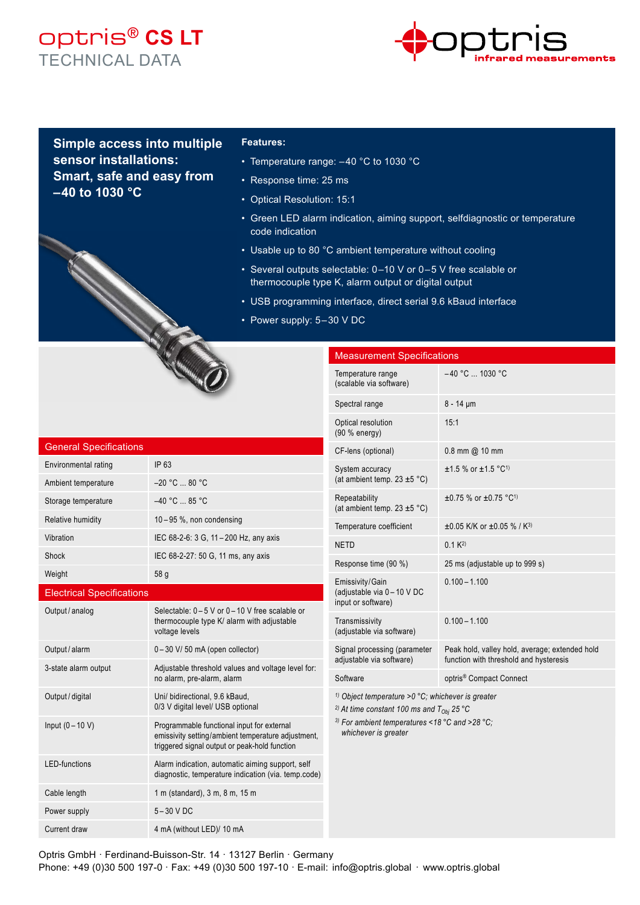# optris® CS LT

## TECHNICAL DATA

**Simple access into multiple sensor installations: Smart, safe and easy from –40 to 1030 °C**

**Features:**

- Temperature range: –40 °C to 1030 °C
- Response time: 25 ms
- Optical Resolution: 15:1
- Green LED alarm indication, aiming support, selfdiagnostic or temperature code indication
- Usable up to 80 °C ambient temperature without cooling
- Several outputs selectable: 0–10 V or 0–5 V free scalable or thermocouple type K, alarm output or digital output
- USB programming interface, direct serial 9.6 kBaud interface
- Power supply: 5–30 V DC

### General Specifications

| | |
|---|---|
| Environmental rating | IP 63 |
| Ambient temperature | –20 °C ... 80 °C |
| Storage temperature | –40 °C ... 85 °C |
| Relative humidity | 10 – 95 %, non condensing |
| Vibration | IEC 68-2-6: 3 G, 11 – 200 Hz, any axis |
| Shock | IEC 68-2-27: 50 G, 11 ms, any axis |
| Weight | 58 g |

### Electrical Specifications

| | |
|---|---|
| Output / analog | Selectable: 0 – 5 V or 0 – 10 V free scalable or thermocouple type K/ alarm with adjustable voltage levels |
| Output / alarm | 0 – 30 V/ 50 mA (open collector) |
| 3-state alarm output | Adjustable threshold values and voltage level for: no alarm, pre-alarm, alarm |
| Output / digital | Uni/ bidirectional, 9.6 kBaud, 0/3 V digital level/ USB optional |
| Input (0 – 10 V) | Programmable functional input for external emissivity setting/ambient temperature adjustment, triggered signal output or peak-hold function |
| LED-functions | Alarm indication, automatic aiming support, self diagnostic, temperature indication (via. temp.code) |
| Cable length | 1 m (standard), 3 m, 8 m, 15 m |
| Power supply | 5 – 30 V DC |
| Current draw | 4 mA (without LED)/ 10 mA |

### Measurement Specifications

| | |
|---|---|
| Temperature range (scalable via software) | – 40 °C ... 1030 °C |
| Spectral range | 8 - 14 µm |
| Optical resolution (90 % energy) | 15:1 |
| CF-lens (optional) | 0.8 mm @ 10 mm |
| System accuracy (at ambient temp. 23 ±5 °C) | ±1.5 % or ±1.5 °C[1] |
| Repeatability (at ambient temp. 23 ±5 °C) | ±0.75 % or ±0.75 °C[1] |
| Temperature coefficient | ±0.05 K/K or ±0.05 % / K[3] |
| NETD | 0.1 K[2] |
| Response time (90 %) | 25 ms (adjustable up to 999 s) |
| Emissivity/Gain (adjustable via 0 – 10 V DC input or software) | 0.100 – 1.100 |
| Transmissivity (adjustable via software) | 0.100 – 1.100 |
| Signal processing (parameter adjustable via software) | Peak hold, valley hold, average; extended hold function with threshold and hysteresis |
| Software | optris® Compact Connect |

*[1] Object temperature >0 °C; whichever is greater*
*[2] At time constant 100 ms and $T_{Obj}$ 25 °C*
*[3] For ambient temperatures <18 °C and >28 °C; whichever is greater*

Optris GmbH · Ferdinand-Buisson-Str. 14 · 13127 Berlin · Germany
Phone: +49 (0)30 500 197-0 · Fax: +49 (0)30 500 197-10 · E-mail: info@optris.global · www.optris.global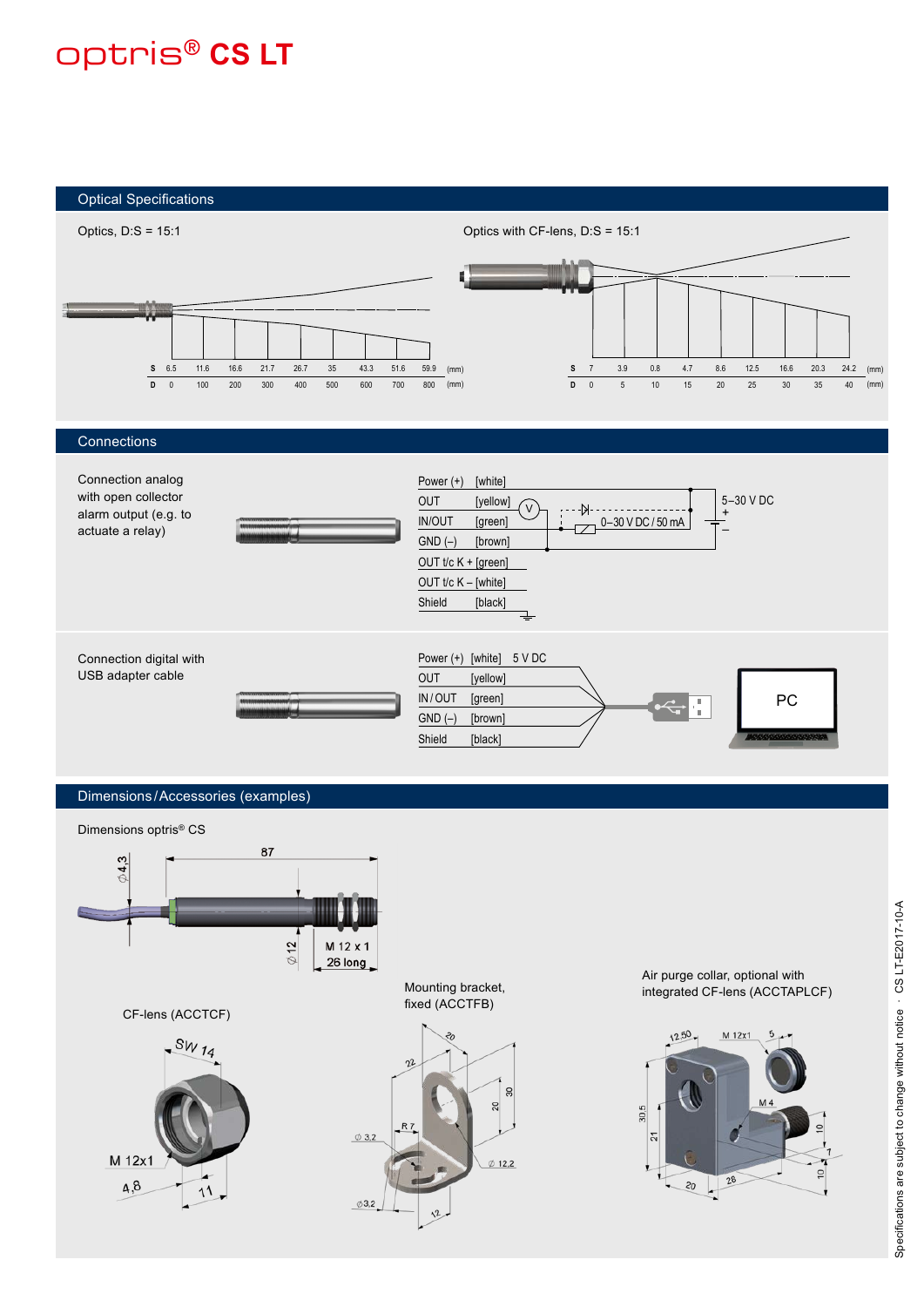# optris® CS LT

## Optical Specifications

Optics, D:S = 15:1

S 6.5 11.6 16.6 21.7 26.7 35 43.3 51.6 59.9 (mm)
D 0 100 200 300 400 500 600 700 800 (mm)

Optics with CF-lens, D:S = 15:1

S 7 3.9 0.8 4.7 8.6 12.5 16.6 20.3 24.2 (mm)
D 0 5 10 15 20 25 30 35 40 (mm)

## Connections

Connection analog with open collector alarm output (e.g. to actuate a relay)

Power (+) [white]
OUT [yellow]
IN/OUT [green]
GND (–) [brown]
OUT t/c K + [green]
OUT t/c K – [white]
Shield [black]

V
0–30 V DC / 50 mA
5–30 V DC
+
–

Connection digital with USB adapter cable

Power (+) [white] 5 V DC
OUT [yellow]
IN / OUT [green]
GND (–) [brown]
Shield [black]

PC

## Dimensions/Accessories (examples)

Dimensions optris® CS

87
∅ 4.3
∅ 12
M 12 x 1
26 long

CF-lens (ACCTCF)

SW 14
M 12x1
4,8
11

Mounting bracket, fixed (ACCTFB)

20
22
R 7
∅ 3.2
∅ 3.2
30
20
∅ 12.2
12

Air purge collar, optional with integrated CF-lens (ACCTAPLCF)

12.50
M 12x1
5
M 4
30.5
21
10
7
10
20
28

Specifications are subject to change without notice · CS LT-E2017-10-A